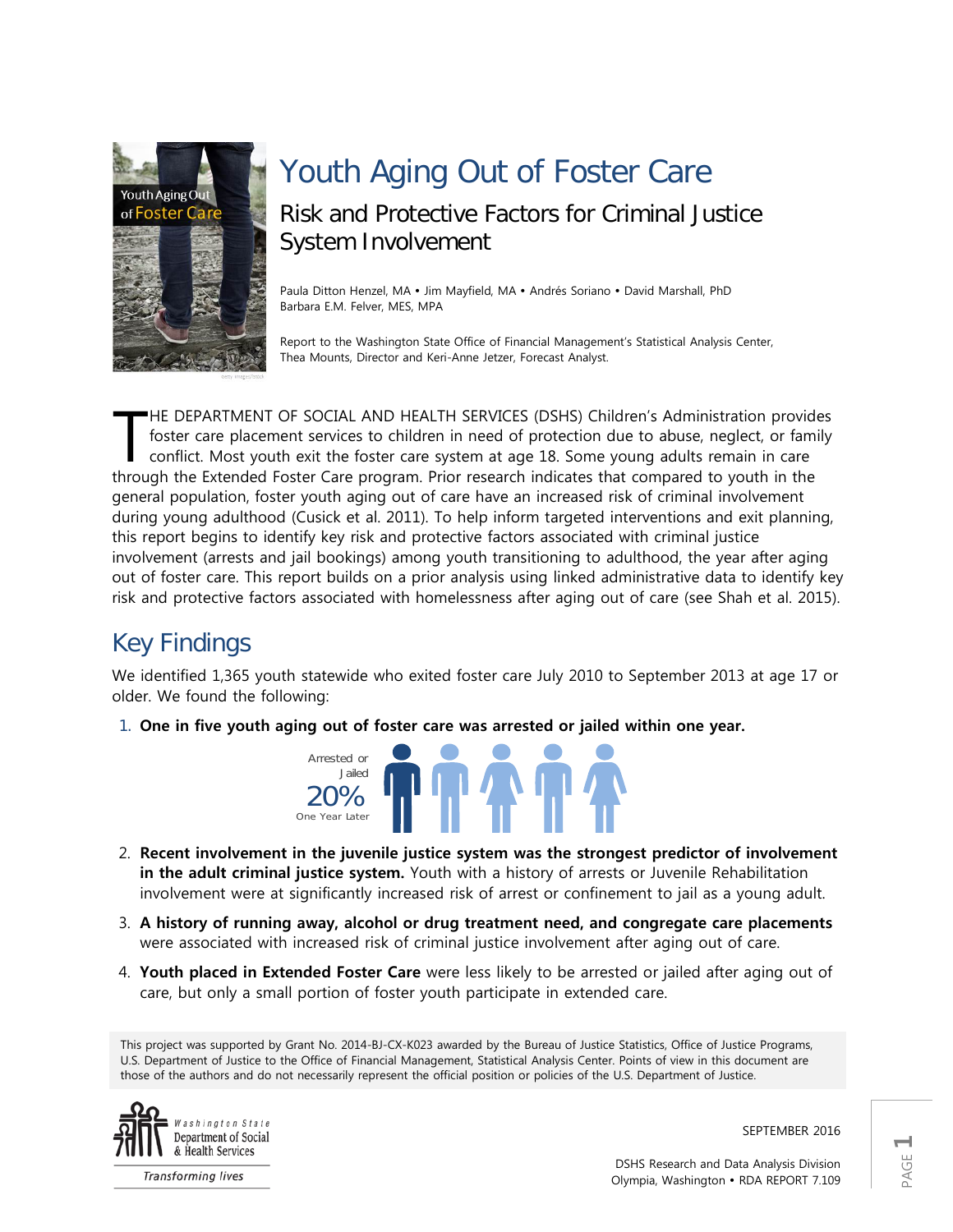# Youth Aging Out of Foster Care

## Risk and Protective Factors for Criminal Justice System Involvement

Paula Ditton Henzel, MA • Jim Mayfield, MA • Andrés Soriano • David Marshall, PhD
Barbara E.M. Felver, MES, MPA

Report to the Washington State Office of Financial Management's Statistical Analysis Center, Thea Mounts, Director and Keri-Anne Jetzer, Forecast Analyst.

THE DEPARTMENT OF SOCIAL AND HEALTH SERVICES (DSHS) Children's Administration provides foster care placement services to children in need of protection due to abuse, neglect, or family conflict. Most youth exit the foster care system at age 18. Some young adults remain in care through the Extended Foster Care program. Prior research indicates that compared to youth in the general population, foster youth aging out of care have an increased risk of criminal involvement during young adulthood (Cusick et al. 2011). To help inform targeted interventions and exit planning, this report begins to identify key risk and protective factors associated with criminal justice involvement (arrests and jail bookings) among youth transitioning to adulthood, the year after aging out of foster care. This report builds on a prior analysis using linked administrative data to identify key risk and protective factors associated with homelessness after aging out of care (see Shah et al. 2015).

## Key Findings

We identified 1,365 youth statewide who exited foster care July 2010 to September 2013 at age 17 or older. We found the following:

1. **One in five youth aging out of foster care was arrested or jailed within one year.**

   Arrested or Jailed
   20%
   One Year Later

2. **Recent involvement in the juvenile justice system was the strongest predictor of involvement in the adult criminal justice system.** Youth with a history of arrests or Juvenile Rehabilitation involvement were at significantly increased risk of arrest or confinement to jail as a young adult.
3. **A history of running away, alcohol or drug treatment need, and congregate care placements** were associated with increased risk of criminal justice involvement after aging out of care.
4. **Youth placed in Extended Foster Care** were less likely to be arrested or jailed after aging out of care, but only a small portion of foster youth participate in extended care.

This project was supported by Grant No. 2014-BJ-CX-K023 awarded by the Bureau of Justice Statistics, Office of Justice Programs, U.S. Department of Justice to the Office of Financial Management, Statistical Analysis Center. Points of view in this document are those of the authors and do not necessarily represent the official position or policies of the U.S. Department of Justice.

Washington State Department of Social & Health Services
*Transforming lives*

SEPTEMBER 2016

DSHS Research and Data Analysis Division
Olympia, Washington • RDA REPORT 7.109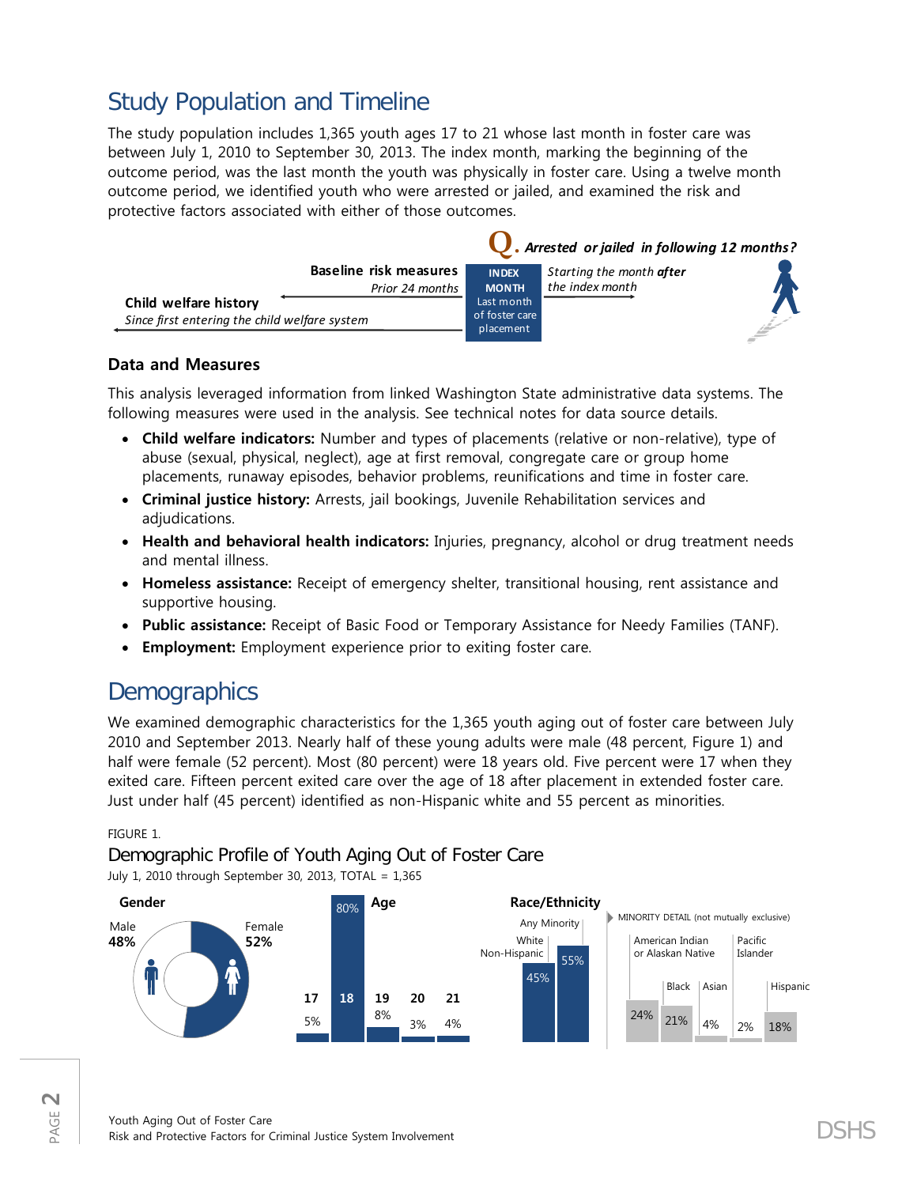# Study Population and Timeline

The study population includes 1,365 youth ages 17 to 21 whose last month in foster care was between July 1, 2010 to September 30, 2013. The index month, marking the beginning of the outcome period, was the last month the youth was physically in foster care. Using a twelve month outcome period, we identified youth who were arrested or jailed, and examined the risk and protective factors associated with either of those outcomes.

**Q.** ***Arrested or jailed in following 12 months?***

**Baseline risk measures** *Prior 24 months*

**Child welfare history** *Since first entering the child welfare system*

**INDEX MONTH** Last month of foster care placement

*Starting the month* ***after*** *the index month*

### Data and Measures

This analysis leveraged information from linked Washington State administrative data systems. The following measures were used in the analysis. See technical notes for data source details.

- **Child welfare indicators:** Number and types of placements (relative or non-relative), type of abuse (sexual, physical, neglect), age at first removal, congregate care or group home placements, runaway episodes, behavior problems, reunifications and time in foster care.
- **Criminal justice history:** Arrests, jail bookings, Juvenile Rehabilitation services and adjudications.
- **Health and behavioral health indicators:** Injuries, pregnancy, alcohol or drug treatment needs and mental illness.
- **Homeless assistance:** Receipt of emergency shelter, transitional housing, rent assistance and supportive housing.
- **Public assistance:** Receipt of Basic Food or Temporary Assistance for Needy Families (TANF).
- **Employment:** Employment experience prior to exiting foster care.

# Demographics

We examined demographic characteristics for the 1,365 youth aging out of foster care between July 2010 and September 2013. Nearly half of these young adults were male (48 percent, Figure 1) and half were female (52 percent). Most (80 percent) were 18 years old. Five percent were 17 when they exited care. Fifteen percent exited care over the age of 18 after placement in extended foster care. Just under half (45 percent) identified as non-Hispanic white and 55 percent as minorities.

FIGURE 1.

Demographic Profile of Youth Aging Out of Foster Care

July 1, 2010 through September 30, 2013, TOTAL = 1,365

**Gender**

| Male | Female |
|---|---|
| 48% | 52% |

**Age**

| 17 | 18 | 19 | 20 | 21 |
|---|---|---|---|---|
| 5% | 80% | 8% | 3% | 4% |

**Race/Ethnicity**

| White Non-Hispanic | Any Minority |
|---|---|
| 45% | 55% |

MINORITY DETAIL (not mutually exclusive)

| American Indian or Alaskan Native | Black | Asian | Pacific Islander | Hispanic |
|---|---|---|---|---|
| 24% | 21% | 4% | 2% | 18% |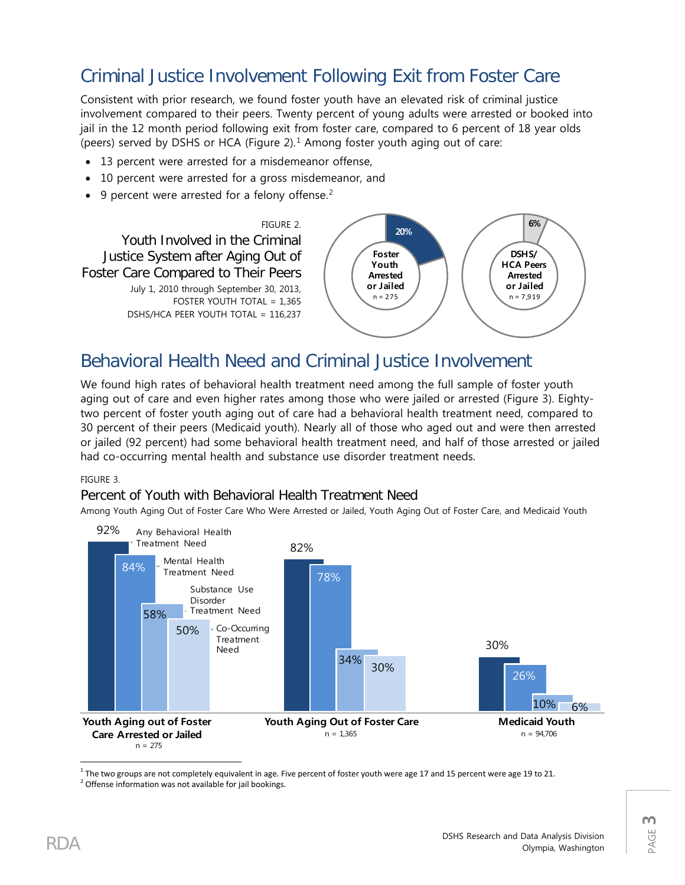## Criminal Justice Involvement Following Exit from Foster Care

Consistent with prior research, we found foster youth have an elevated risk of criminal justice involvement compared to their peers. Twenty percent of young adults were arrested or booked into jail in the 12 month period following exit from foster care, compared to 6 percent of 18 year olds (peers) served by DSHS or HCA (Figure 2).[1] Among foster youth aging out of care:

- 13 percent were arrested for a misdemeanor offense,
- 10 percent were arrested for a gross misdemeanor, and
- 9 percent were arrested for a felony offense.[2]

FIGURE 2.

### Youth Involved in the Criminal Justice System after Aging Out of Foster Care Compared to Their Peers

July 1, 2010 through September 30, 2013,
FOSTER YOUTH TOTAL = 1,365
DSHS/HCA PEER YOUTH TOTAL = 116,237

| Group | Percent | n |
| --- | --- | --- |
| Foster Youth Arrested or Jailed | 20% | 275 |
| DSHS/HCA Peers Arrested or Jailed | 6% | 7,919 |

## Behavioral Health Need and Criminal Justice Involvement

We found high rates of behavioral health treatment need among the full sample of foster youth aging out of care and even higher rates among those who were jailed or arrested (Figure 3). Eighty-two percent of foster youth aging out of care had a behavioral health treatment need, compared to 30 percent of their peers (Medicaid youth). Nearly all of those who aged out and were then arrested or jailed (92 percent) had some behavioral health treatment need, and half of those arrested or jailed had co-occurring mental health and substance use disorder treatment needs.

FIGURE 3.

### Percent of Youth with Behavioral Health Treatment Need

Among Youth Aging Out of Foster Care Who Were Arrested or Jailed, Youth Aging Out of Foster Care, and Medicaid Youth

| | Youth Aging out of Foster Care Arrested or Jailed (n = 275) | Youth Aging Out of Foster Care (n = 1,365) | Medicaid Youth (n = 94,706) |
| --- | --- | --- | --- |
| Any Behavioral Health Treatment Need | 92% | 82% | 30% |
| Mental Health Treatment Need | 84% | 78% | 26% |
| Substance Use Disorder Treatment Need | 58% | 34% | 10% |
| Co-Occurring Treatment Need | 50% | 30% | 6% |

[1] The two groups are not completely equivalent in age. Five percent of foster youth were age 17 and 15 percent were age 19 to 21.
[2] Offense information was not available for jail bookings.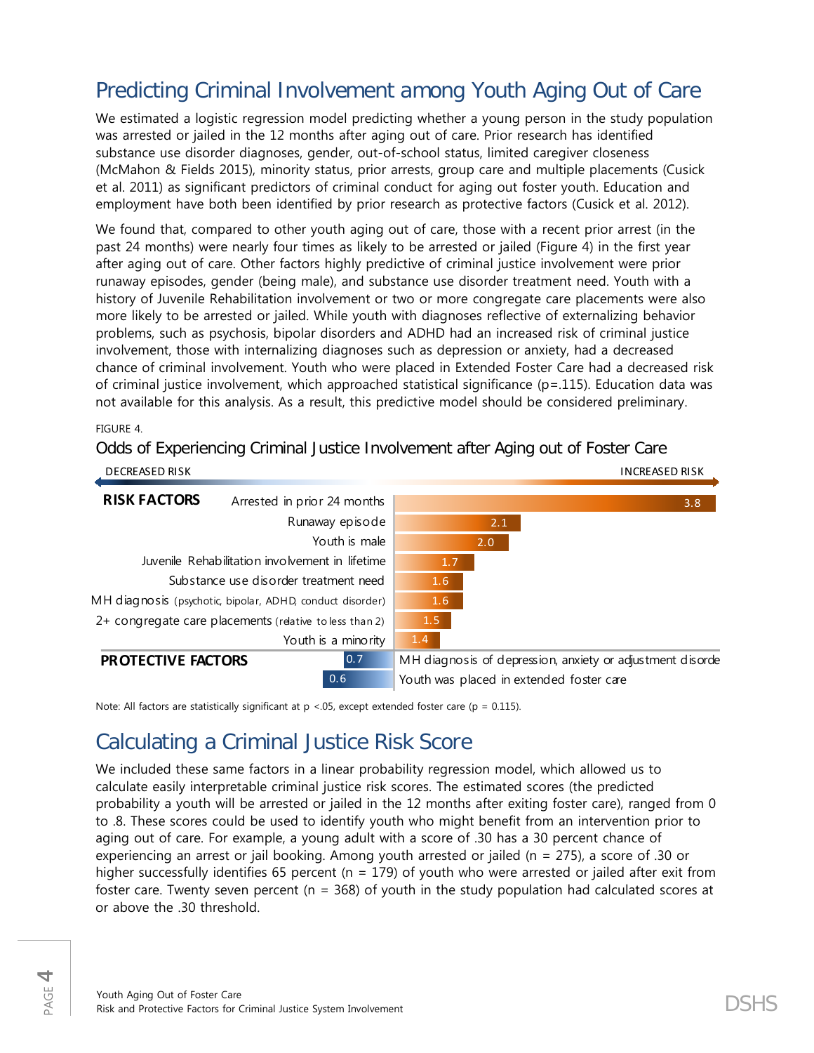## Predicting Criminal Involvement among Youth Aging Out of Care

We estimated a logistic regression model predicting whether a young person in the study population was arrested or jailed in the 12 months after aging out of care. Prior research has identified substance use disorder diagnoses, gender, out-of-school status, limited caregiver closeness (McMahon & Fields 2015), minority status, prior arrests, group care and multiple placements (Cusick et al. 2011) as significant predictors of criminal conduct for aging out foster youth. Education and employment have both been identified by prior research as protective factors (Cusick et al. 2012).

We found that, compared to other youth aging out of care, those with a recent prior arrest (in the past 24 months) were nearly four times as likely to be arrested or jailed (Figure 4) in the first year after aging out of care. Other factors highly predictive of criminal justice involvement were prior runaway episodes, gender (being male), and substance use disorder treatment need. Youth with a history of Juvenile Rehabilitation involvement or two or more congregate care placements were also more likely to be arrested or jailed. While youth with diagnoses reflective of externalizing behavior problems, such as psychosis, bipolar disorders and ADHD had an increased risk of criminal justice involvement, those with internalizing diagnoses such as depression or anxiety, had a decreased chance of criminal involvement. Youth who were placed in Extended Foster Care had a decreased risk of criminal justice involvement, which approached statistical significance ($p=.115$). Education data was not available for this analysis. As a result, this predictive model should be considered preliminary.

FIGURE 4.

Odds of Experiencing Criminal Justice Involvement after Aging out of Foster Care

| | Factor | Odds |
|---|---|---|
| **RISK FACTORS** | Arrested in prior 24 months | 3.8 |
| | Runaway episode | 2.1 |
| | Youth is male | 2.0 |
| | Juvenile Rehabilitation involvement in lifetime | 1.7 |
| | Substance use disorder treatment need | 1.6 |
| | MH diagnosis (psychotic, bipolar, ADHD, conduct disorder) | 1.6 |
| | 2+ congregate care placements (relative to less than 2) | 1.5 |
| | Youth is a minority | 1.4 |
| **PROTECTIVE FACTORS** | MH diagnosis of depression, anxiety or adjustment disorde | 0.7 |
| | Youth was placed in extended foster care | 0.6 |

Note: All factors are statistically significant at $p < .05$, except extended foster care ($p = 0.115$).

## Calculating a Criminal Justice Risk Score

We included these same factors in a linear probability regression model, which allowed us to calculate easily interpretable criminal justice risk scores. The estimated scores (the predicted probability a youth will be arrested or jailed in the 12 months after exiting foster care), ranged from 0 to .8. These scores could be used to identify youth who might benefit from an intervention prior to aging out of care. For example, a young adult with a score of .30 has a 30 percent chance of experiencing an arrest or jail booking. Among youth arrested or jailed (n = 275), a score of .30 or higher successfully identifies 65 percent (n = 179) of youth who were arrested or jailed after exit from foster care. Twenty seven percent (n = 368) of youth in the study population had calculated scores at or above the .30 threshold.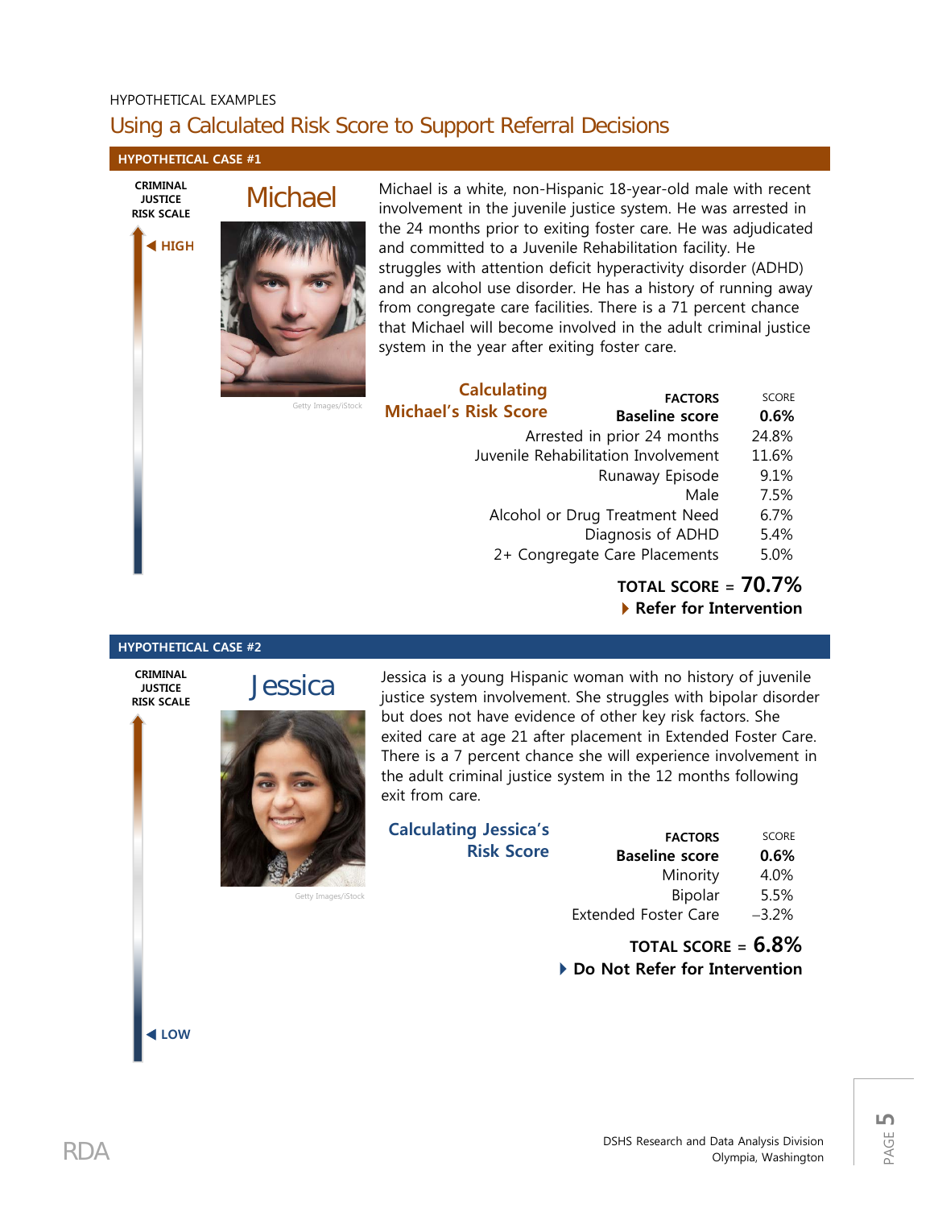HYPOTHETICAL EXAMPLES

## Using a Calculated Risk Score to Support Referral Decisions

### HYPOTHETICAL CASE #1

CRIMINAL JUSTICE RISK SCALE

HIGH

### Michael

Getty Images/iStock

Michael is a white, non-Hispanic 18-year-old male with recent involvement in the juvenile justice system. He was arrested in the 24 months prior to exiting foster care. He was adjudicated and committed to a Juvenile Rehabilitation facility. He struggles with attention deficit hyperactivity disorder (ADHD) and an alcohol use disorder. He has a history of running away from congregate care facilities. There is a 71 percent chance that Michael will become involved in the adult criminal justice system in the year after exiting foster care.

#### Calculating Michael's Risk Score

| FACTORS | SCORE |
|---|---|
| **Baseline score** | **0.6%** |
| Arrested in prior 24 months | 24.8% |
| Juvenile Rehabilitation Involvement | 11.6% |
| Runaway Episode | 9.1% |
| Male | 7.5% |
| Alcohol or Drug Treatment Need | 6.7% |
| Diagnosis of ADHD | 5.4% |
| 2+ Congregate Care Placements | 5.0% |

**TOTAL SCORE = 70.7%**

**Refer for Intervention**

### HYPOTHETICAL CASE #2

CRIMINAL JUSTICE RISK SCALE

### Jessica

Getty Images/iStock

Jessica is a young Hispanic woman with no history of juvenile justice system involvement. She struggles with bipolar disorder but does not have evidence of other key risk factors. She exited care at age 21 after placement in Extended Foster Care. There is a 7 percent chance she will experience involvement in the adult criminal justice system in the 12 months following exit from care.

#### Calculating Jessica's Risk Score

| FACTORS | SCORE |
|---|---|
| **Baseline score** | **0.6%** |
| Minority | 4.0% |
| Bipolar | 5.5% |
| Extended Foster Care | –3.2% |

**TOTAL SCORE = 6.8%**

**Do Not Refer for Intervention**

LOW

RDA

DSHS Research and Data Analysis Division
Olympia, Washington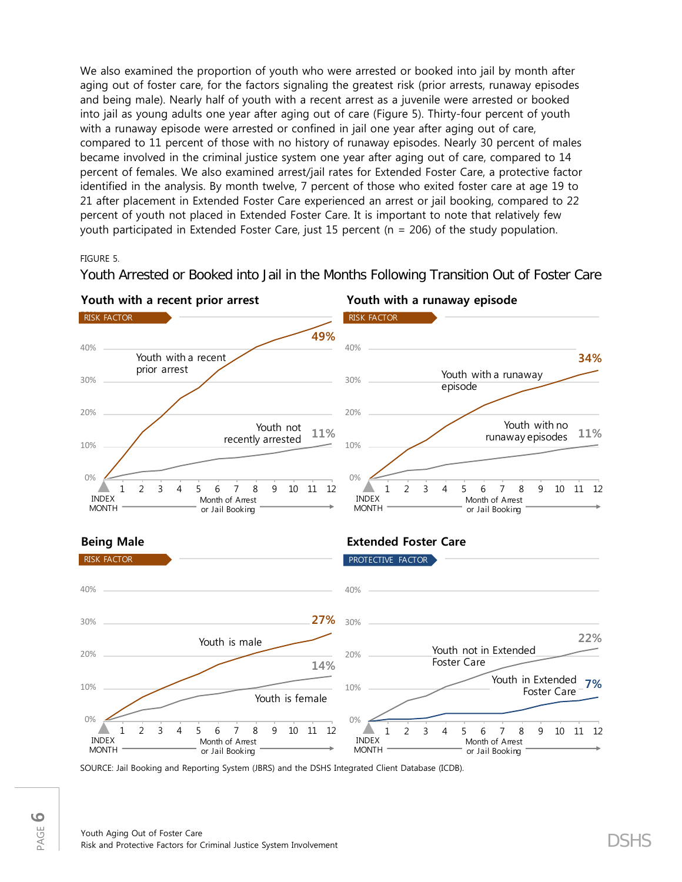We also examined the proportion of youth who were arrested or booked into jail by month after aging out of foster care, for the factors signaling the greatest risk (prior arrests, runaway episodes and being male). Nearly half of youth with a recent arrest as a juvenile were arrested or booked into jail as young adults one year after aging out of care (Figure 5). Thirty-four percent of youth with a runaway episode were arrested or confined in jail one year after aging out of care, compared to 11 percent of those with no history of runaway episodes. Nearly 30 percent of males became involved in the criminal justice system one year after aging out of care, compared to 14 percent of females. We also examined arrest/jail rates for Extended Foster Care, a protective factor identified in the analysis. By month twelve, 7 percent of those who exited foster care at age 19 to 21 after placement in Extended Foster Care experienced an arrest or jail booking, compared to 22 percent of youth not placed in Extended Foster Care. It is important to note that relatively few youth participated in Extended Foster Care, just 15 percent (n = 206) of the study population.

FIGURE 5.

## Youth Arrested or Booked into Jail in the Months Following Transition Out of Foster Care

### Youth with a recent prior arrest

RISK FACTOR

- Youth with a recent prior arrest: 49%
- Youth not recently arrested: 11%

INDEX MONTH — Month of Arrest or Jail Booking (1–12)

### Youth with a runaway episode

RISK FACTOR

- Youth with a runaway episode: 34%
- Youth with no runaway episodes: 11%

INDEX MONTH — Month of Arrest or Jail Booking (1–12)

### Being Male

RISK FACTOR

- Youth is male: 27%
- Youth is female: 14%

INDEX MONTH — Month of Arrest or Jail Booking (1–12)

### Extended Foster Care

PROTECTIVE FACTOR

- Youth not in Extended Foster Care: 22%
- Youth in Extended Foster Care: 7%

INDEX MONTH — Month of Arrest or Jail Booking (1–12)

SOURCE: Jail Booking and Reporting System (JBRS) and the DSHS Integrated Client Database (ICDB).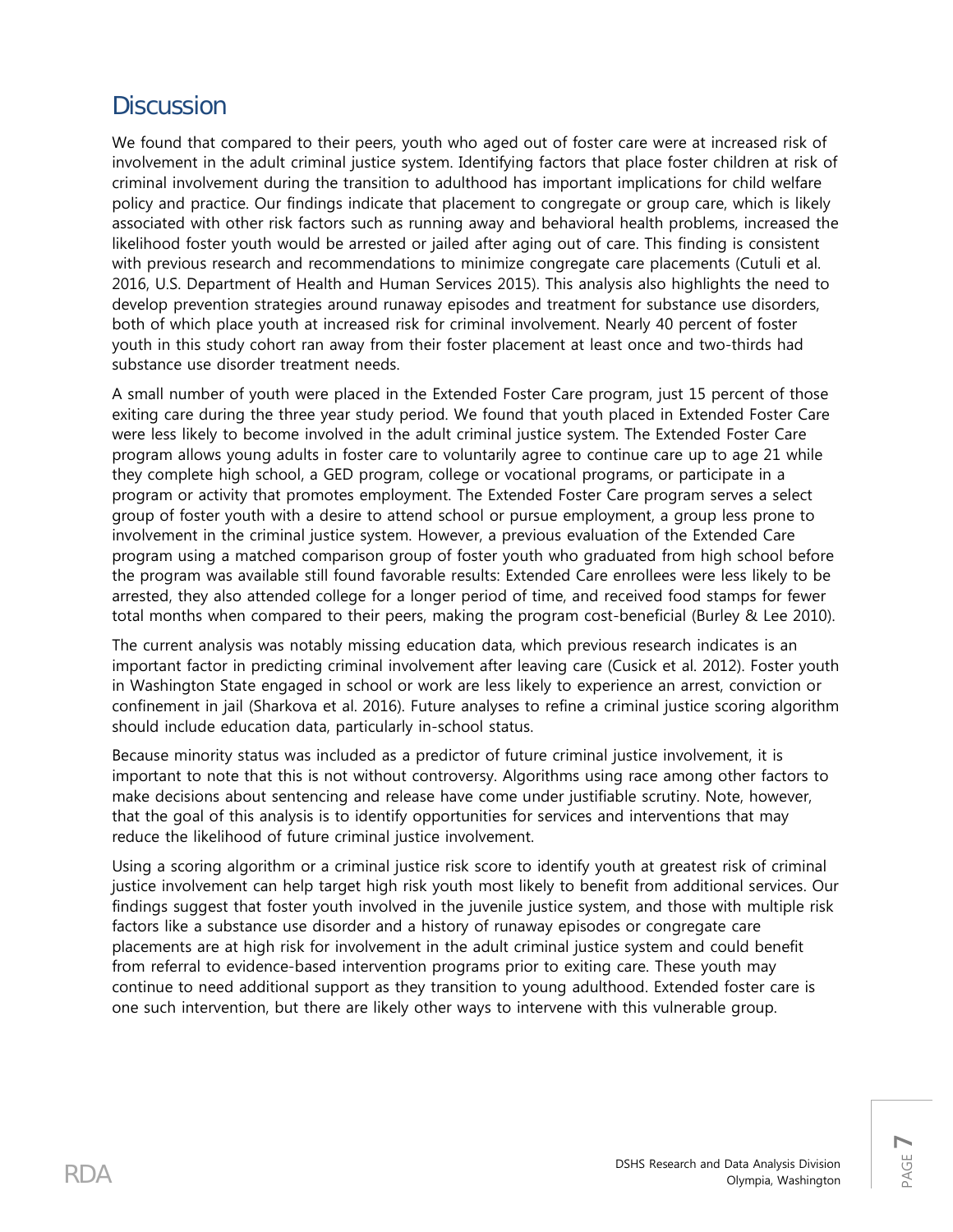# Discussion

We found that compared to their peers, youth who aged out of foster care were at increased risk of involvement in the adult criminal justice system. Identifying factors that place foster children at risk of criminal involvement during the transition to adulthood has important implications for child welfare policy and practice. Our findings indicate that placement to congregate or group care, which is likely associated with other risk factors such as running away and behavioral health problems, increased the likelihood foster youth would be arrested or jailed after aging out of care. This finding is consistent with previous research and recommendations to minimize congregate care placements (Cutuli et al. 2016, U.S. Department of Health and Human Services 2015). This analysis also highlights the need to develop prevention strategies around runaway episodes and treatment for substance use disorders, both of which place youth at increased risk for criminal involvement. Nearly 40 percent of foster youth in this study cohort ran away from their foster placement at least once and two-thirds had substance use disorder treatment needs.

A small number of youth were placed in the Extended Foster Care program, just 15 percent of those exiting care during the three year study period. We found that youth placed in Extended Foster Care were less likely to become involved in the adult criminal justice system. The Extended Foster Care program allows young adults in foster care to voluntarily agree to continue care up to age 21 while they complete high school, a GED program, college or vocational programs, or participate in a program or activity that promotes employment. The Extended Foster Care program serves a select group of foster youth with a desire to attend school or pursue employment, a group less prone to involvement in the criminal justice system. However, a previous evaluation of the Extended Care program using a matched comparison group of foster youth who graduated from high school before the program was available still found favorable results: Extended Care enrollees were less likely to be arrested, they also attended college for a longer period of time, and received food stamps for fewer total months when compared to their peers, making the program cost-beneficial (Burley & Lee 2010).

The current analysis was notably missing education data, which previous research indicates is an important factor in predicting criminal involvement after leaving care (Cusick et al. 2012). Foster youth in Washington State engaged in school or work are less likely to experience an arrest, conviction or confinement in jail (Sharkova et al. 2016). Future analyses to refine a criminal justice scoring algorithm should include education data, particularly in-school status.

Because minority status was included as a predictor of future criminal justice involvement, it is important to note that this is not without controversy. Algorithms using race among other factors to make decisions about sentencing and release have come under justifiable scrutiny. Note, however, that the goal of this analysis is to identify opportunities for services and interventions that may reduce the likelihood of future criminal justice involvement.

Using a scoring algorithm or a criminal justice risk score to identify youth at greatest risk of criminal justice involvement can help target high risk youth most likely to benefit from additional services. Our findings suggest that foster youth involved in the juvenile justice system, and those with multiple risk factors like a substance use disorder and a history of runaway episodes or congregate care placements are at high risk for involvement in the adult criminal justice system and could benefit from referral to evidence-based intervention programs prior to exiting care. These youth may continue to need additional support as they transition to young adulthood. Extended foster care is one such intervention, but there are likely other ways to intervene with this vulnerable group.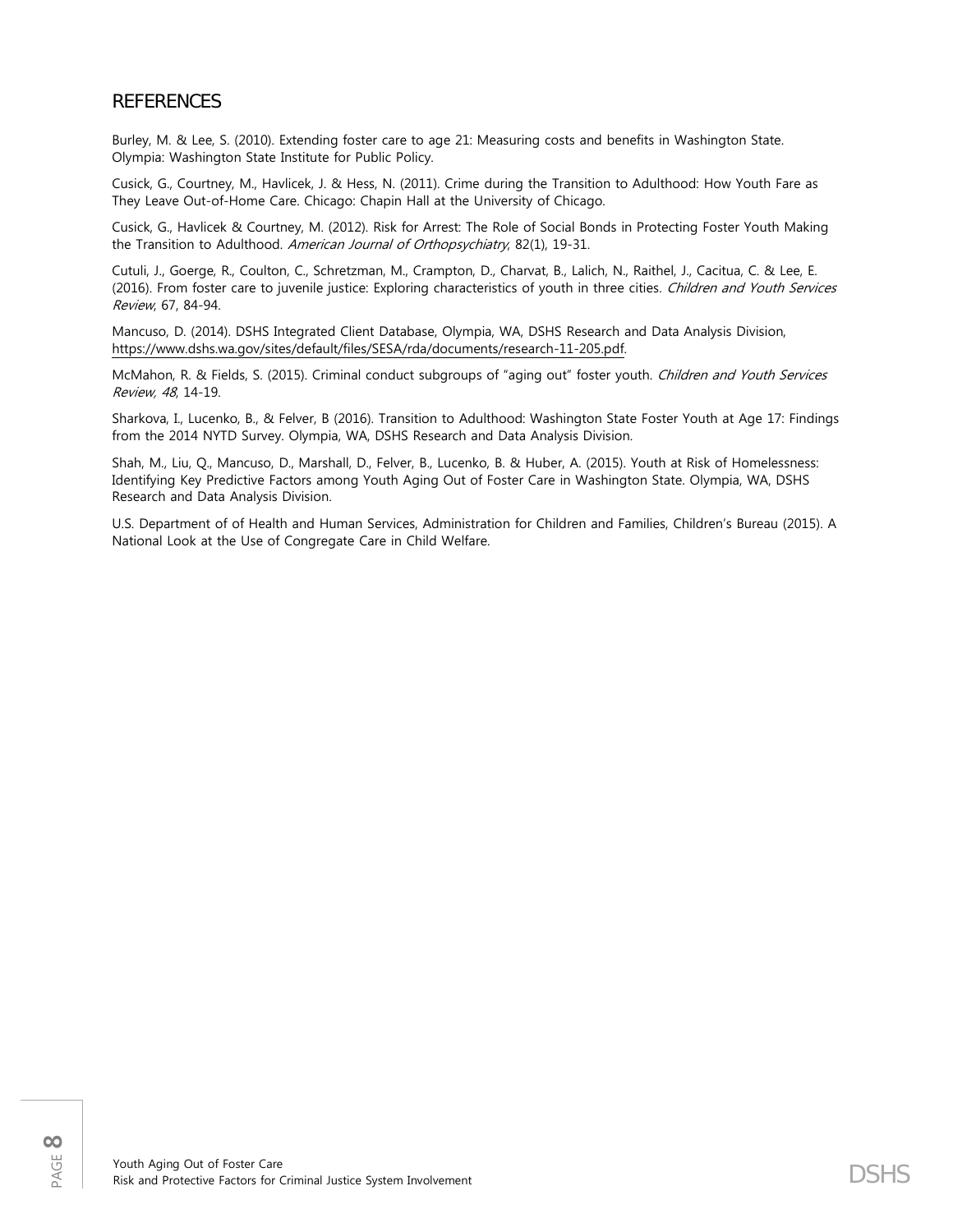## REFERENCES

Burley, M. & Lee, S. (2010). Extending foster care to age 21: Measuring costs and benefits in Washington State. Olympia: Washington State Institute for Public Policy.

Cusick, G., Courtney, M., Havlicek, J. & Hess, N. (2011). Crime during the Transition to Adulthood: How Youth Fare as They Leave Out-of-Home Care. Chicago: Chapin Hall at the University of Chicago.

Cusick, G., Havlicek & Courtney, M. (2012). Risk for Arrest: The Role of Social Bonds in Protecting Foster Youth Making the Transition to Adulthood. *American Journal of Orthopsychiatry*, 82(1), 19-31.

Cutuli, J., Goerge, R., Coulton, C., Schretzman, M., Crampton, D., Charvat, B., Lalich, N., Raithel, J., Cacitua, C. & Lee, E. (2016). From foster care to juvenile justice: Exploring characteristics of youth in three cities. *Children and Youth Services Review*, 67, 84-94.

Mancuso, D. (2014). DSHS Integrated Client Database, Olympia, WA, DSHS Research and Data Analysis Division, https://www.dshs.wa.gov/sites/default/files/SESA/rda/documents/research-11-205.pdf.

McMahon, R. & Fields, S. (2015). Criminal conduct subgroups of "aging out" foster youth. *Children and Youth Services Review, 48*, 14-19.

Sharkova, I., Lucenko, B., & Felver, B (2016). Transition to Adulthood: Washington State Foster Youth at Age 17: Findings from the 2014 NYTD Survey. Olympia, WA, DSHS Research and Data Analysis Division.

Shah, M., Liu, Q., Mancuso, D., Marshall, D., Felver, B., Lucenko, B. & Huber, A. (2015). Youth at Risk of Homelessness: Identifying Key Predictive Factors among Youth Aging Out of Foster Care in Washington State. Olympia, WA, DSHS Research and Data Analysis Division.

U.S. Department of of Health and Human Services, Administration for Children and Families, Children's Bureau (2015). A National Look at the Use of Congregate Care in Child Welfare.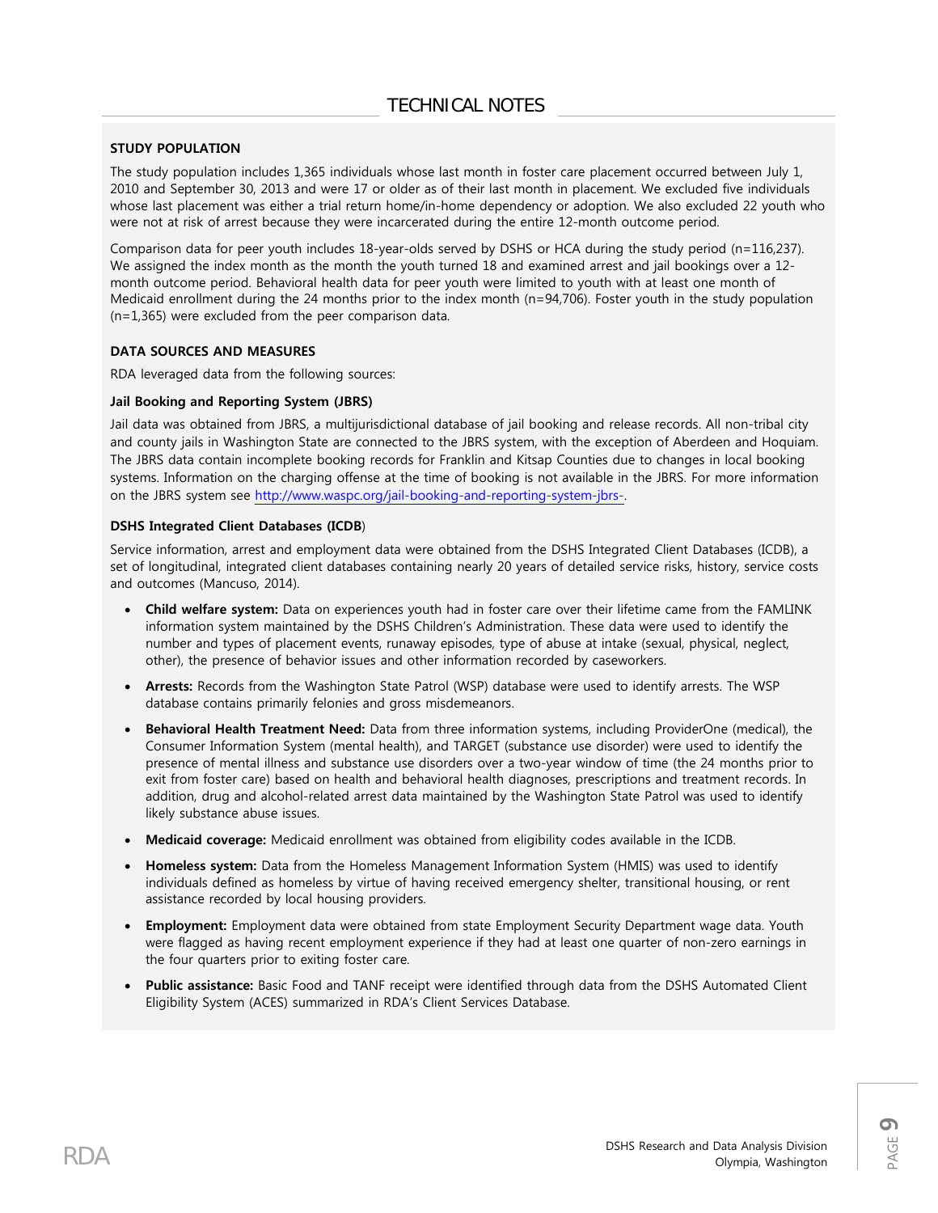# TECHNICAL NOTES

## STUDY POPULATION

The study population includes 1,365 individuals whose last month in foster care placement occurred between July 1, 2010 and September 30, 2013 and were 17 or older as of their last month in placement. We excluded five individuals whose last placement was either a trial return home/in-home dependency or adoption. We also excluded 22 youth who were not at risk of arrest because they were incarcerated during the entire 12-month outcome period.

Comparison data for peer youth includes 18-year-olds served by DSHS or HCA during the study period (n=116,237). We assigned the index month as the month the youth turned 18 and examined arrest and jail bookings over a 12-month outcome period. Behavioral health data for peer youth were limited to youth with at least one month of Medicaid enrollment during the 24 months prior to the index month (n=94,706). Foster youth in the study population (n=1,365) were excluded from the peer comparison data.

## DATA SOURCES AND MEASURES

RDA leveraged data from the following sources:

### Jail Booking and Reporting System (JBRS)

Jail data was obtained from JBRS, a multijurisdictional database of jail booking and release records. All non-tribal city and county jails in Washington State are connected to the JBRS system, with the exception of Aberdeen and Hoquiam. The JBRS data contain incomplete booking records for Franklin and Kitsap Counties due to changes in local booking systems. Information on the charging offense at the time of booking is not available in the JBRS. For more information on the JBRS system see http://www.waspc.org/jail-booking-and-reporting-system-jbrs-.

### DSHS Integrated Client Databases (ICDB)

Service information, arrest and employment data were obtained from the DSHS Integrated Client Databases (ICDB), a set of longitudinal, integrated client databases containing nearly 20 years of detailed service risks, history, service costs and outcomes (Mancuso, 2014).

- **Child welfare system:** Data on experiences youth had in foster care over their lifetime came from the FAMLINK information system maintained by the DSHS Children's Administration. These data were used to identify the number and types of placement events, runaway episodes, type of abuse at intake (sexual, physical, neglect, other), the presence of behavior issues and other information recorded by caseworkers.
- **Arrests:** Records from the Washington State Patrol (WSP) database were used to identify arrests. The WSP database contains primarily felonies and gross misdemeanors.
- **Behavioral Health Treatment Need:** Data from three information systems, including ProviderOne (medical), the Consumer Information System (mental health), and TARGET (substance use disorder) were used to identify the presence of mental illness and substance use disorders over a two-year window of time (the 24 months prior to exit from foster care) based on health and behavioral health diagnoses, prescriptions and treatment records. In addition, drug and alcohol-related arrest data maintained by the Washington State Patrol was used to identify likely substance abuse issues.
- **Medicaid coverage:** Medicaid enrollment was obtained from eligibility codes available in the ICDB.
- **Homeless system:** Data from the Homeless Management Information System (HMIS) was used to identify individuals defined as homeless by virtue of having received emergency shelter, transitional housing, or rent assistance recorded by local housing providers.
- **Employment:** Employment data were obtained from state Employment Security Department wage data. Youth were flagged as having recent employment experience if they had at least one quarter of non-zero earnings in the four quarters prior to exiting foster care.
- **Public assistance:** Basic Food and TANF receipt were identified through data from the DSHS Automated Client Eligibility System (ACES) summarized in RDA's Client Services Database.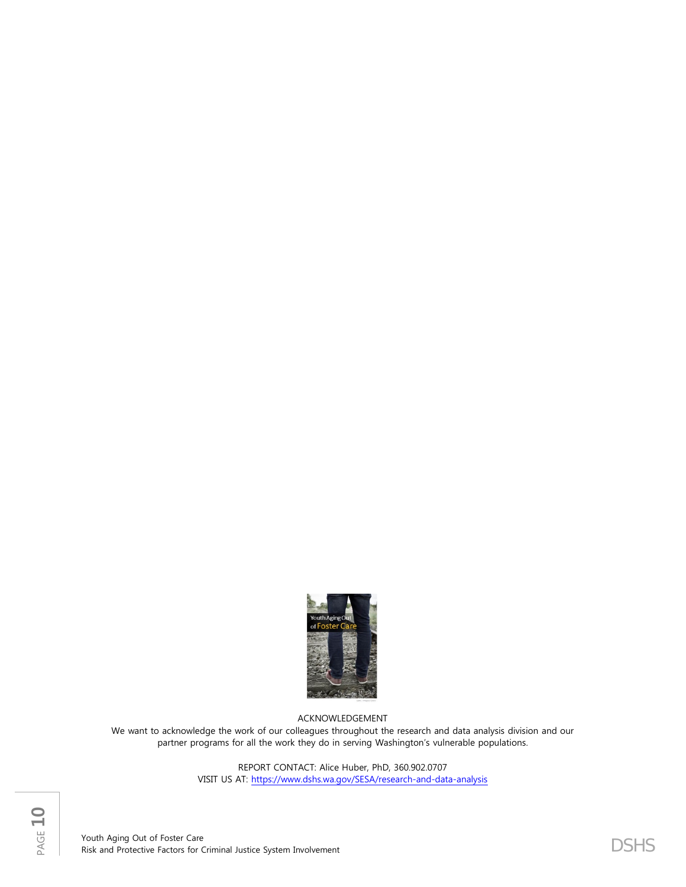ACKNOWLEDGEMENT

We want to acknowledge the work of our colleagues throughout the research and data analysis division and our partner programs for all the work they do in serving Washington's vulnerable populations.

REPORT CONTACT: Alice Huber, PhD, 360.902.0707

VISIT US AT: https://www.dshs.wa.gov/SESA/research-and-data-analysis